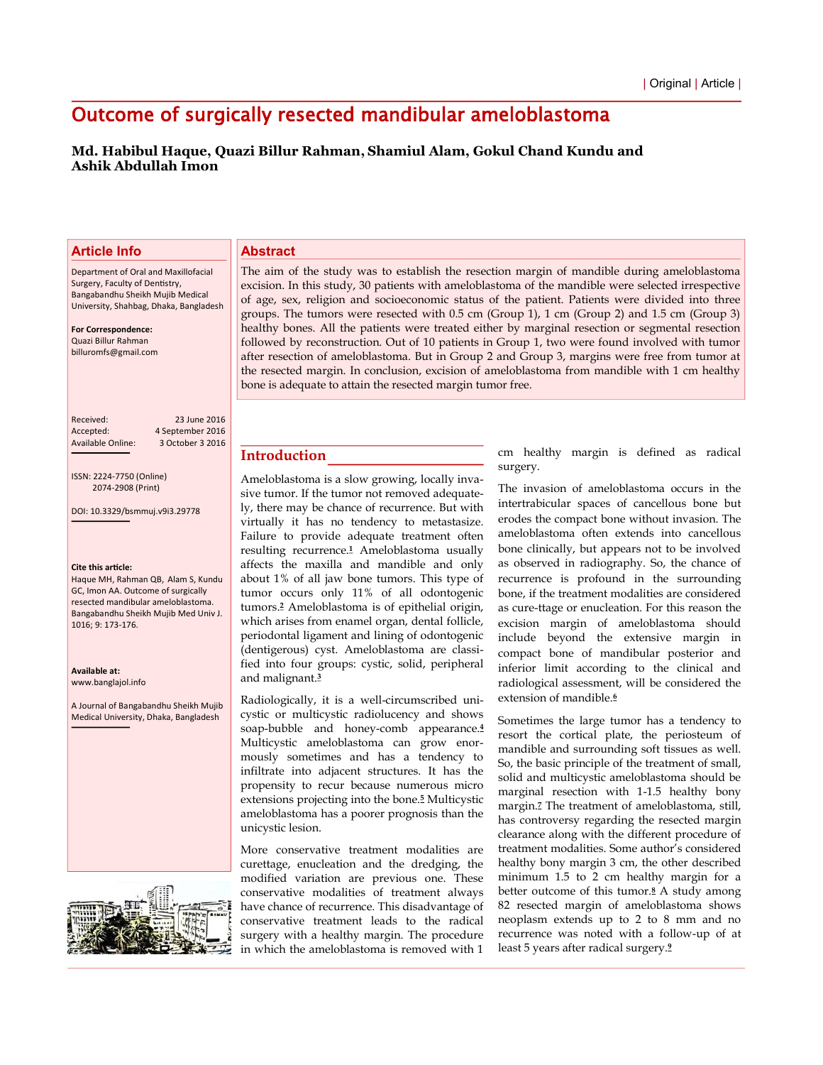| Original | Article |

# Outcome of surgically resected mandibular ameloblastoma

**Md. Habibul Haque, Quazi Billur Rahman, Shamiul Alam, Gokul Chand Kundu and Ashik Abdullah Imon**

## Article Info

Department of Oral and Maxillofacial Surgery, Faculty of Dentistry, Bangabandhu Sheikh Mujib Medical University, Shahbag, Dhaka, Bangladesh

**For Correspondence:**
Quazi Billur Rahman
billuromfs@gmail.com

Received: 23 June 2016
Accepted: 4 September 2016
Available Online: 3 October 3 2016

ISSN: 2224-7750 (Online)
2074-2908 (Print)

DOI: 10.3329/bsmmuj.v9i3.29778

**Cite this article:**
Haque MH, Rahman QB, Alam S, Kundu GC, Imon AA. Outcome of surgically resected mandibular ameloblastoma. Bangabandhu Sheikh Mujib Med Univ J. 1016; 9: 173-176.

**Available at:**
www.banglajol.info

A Journal of Bangabandhu Sheikh Mujib Medical University, Dhaka, Bangladesh

## Abstract

The aim of the study was to establish the resection margin of mandible during ameloblastoma excision. In this study, 30 patients with ameloblastoma of the mandible were selected irrespective of age, sex, religion and socioeconomic status of the patient. Patients were divided into three groups. The tumors were resected with 0.5 cm (Group 1), 1 cm (Group 2) and 1.5 cm (Group 3) healthy bones. All the patients were treated either by marginal resection or segmental resection followed by reconstruction. Out of 10 patients in Group 1, two were found involved with tumor after resection of ameloblastoma. But in Group 2 and Group 3, margins were free from tumor at the resected margin. In conclusion, excision of ameloblastoma from mandible with 1 cm healthy bone is adequate to attain the resected margin tumor free.

## Introduction

Ameloblastoma is a slow growing, locally invasive tumor. If the tumor not removed adequately, there may be chance of recurrence. But with virtually it has no tendency to metastasize. Failure to provide adequate treatment often resulting recurrence.[1] Ameloblastoma usually affects the maxilla and mandible and only about 1% of all jaw bone tumors. This type of tumor occurs only 11% of all odontogenic tumors.[2] Ameloblastoma is of epithelial origin, which arises from enamel organ, dental follicle, periodontal ligament and lining of odontogenic (dentigerous) cyst. Ameloblastoma are classified into four groups: cystic, solid, peripheral and malignant.[3]

Radiologically, it is a well-circumscribed unicystic or multicystic radiolucency and shows soap-bubble and honey-comb appearance.[4] Multicystic ameloblastoma can grow enormously sometimes and has a tendency to infiltrate into adjacent structures. It has the propensity to recur because numerous micro extensions projecting into the bone.[5] Multicystic ameloblastoma has a poorer prognosis than the unicystic lesion.

More conservative treatment modalities are curettage, enucleation and the dredging, the modified variation are previous one. These conservative modalities of treatment always have chance of recurrence. This disadvantage of conservative treatment leads to the radical surgery with a healthy margin. The procedure in which the ameloblastoma is removed with 1 cm healthy margin is defined as radical surgery.

The invasion of ameloblastoma occurs in the intertrabicular spaces of cancellous bone but erodes the compact bone without invasion. The ameloblastoma often extends into cancellous bone clinically, but appears not to be involved as observed in radiography. So, the chance of recurrence is profound in the surrounding bone, if the treatment modalities are considered as cure-ttage or enucleation. For this reason the excision margin of ameloblastoma should include beyond the extensive margin in compact bone of mandibular posterior and inferior limit according to the clinical and radiological assessment, will be considered the extension of mandible.[6]

Sometimes the large tumor has a tendency to resort the cortical plate, the periosteum of mandible and surrounding soft tissues as well. So, the basic principle of the treatment of small, solid and multicystic ameloblastoma should be marginal resection with 1-1.5 healthy bony margin.[7] The treatment of ameloblastoma, still, has controversy regarding the resected margin clearance along with the different procedure of treatment modalities. Some author's considered healthy bony margin 3 cm, the other described minimum 1.5 to 2 cm healthy margin for a better outcome of this tumor.[8] A study among 82 resected margin of ameloblastoma shows neoplasm extends up to 2 to 8 mm and no recurrence was noted with a follow-up of at least 5 years after radical surgery.[9]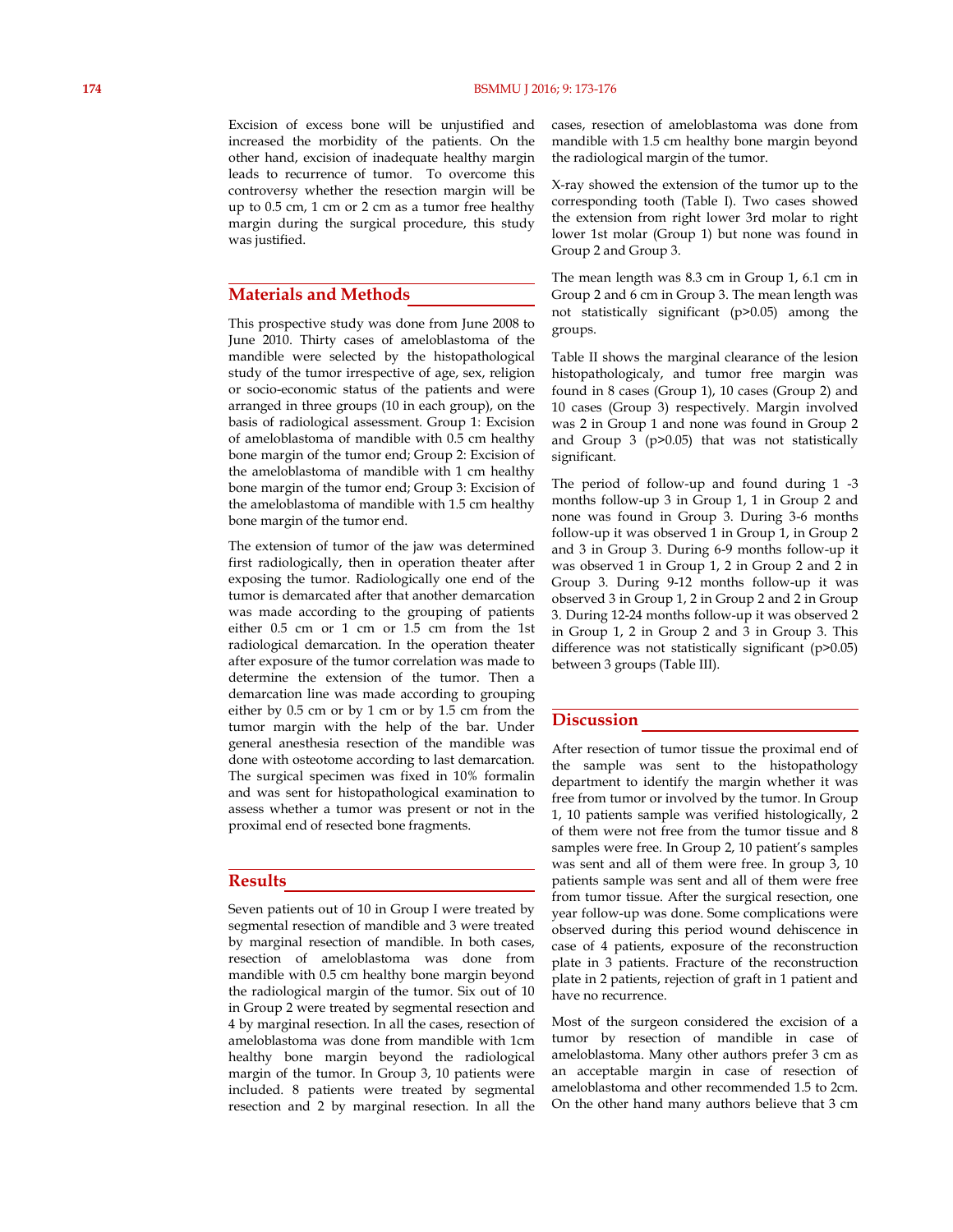Excision of excess bone will be unjustified and increased the morbidity of the patients. On the other hand, excision of inadequate healthy margin leads to recurrence of tumor. To overcome this controversy whether the resection margin will be up to 0.5 cm, 1 cm or 2 cm as a tumor free healthy margin during the surgical procedure, this study was justified.

## Materials and Methods

This prospective study was done from June 2008 to June 2010. Thirty cases of ameloblastoma of the mandible were selected by the histopathological study of the tumor irrespective of age, sex, religion or socio-economic status of the patients and were arranged in three groups (10 in each group), on the basis of radiological assessment. Group 1: Excision of ameloblastoma of mandible with 0.5 cm healthy bone margin of the tumor end; Group 2: Excision of the ameloblastoma of mandible with 1 cm healthy bone margin of the tumor end; Group 3: Excision of the ameloblastoma of mandible with 1.5 cm healthy bone margin of the tumor end.

The extension of tumor of the jaw was determined first radiologically, then in operation theater after exposing the tumor. Radiologically one end of the tumor is demarcated after that another demarcation was made according to the grouping of patients either 0.5 cm or 1 cm or 1.5 cm from the 1st radiological demarcation. In the operation theater after exposure of the tumor correlation was made to determine the extension of the tumor. Then a demarcation line was made according to grouping either by 0.5 cm or by 1 cm or by 1.5 cm from the tumor margin with the help of the bar. Under general anesthesia resection of the mandible was done with osteotome according to last demarcation. The surgical specimen was fixed in 10% formalin and was sent for histopathological examination to assess whether a tumor was present or not in the proximal end of resected bone fragments.

## Results

Seven patients out of 10 in Group I were treated by segmental resection of mandible and 3 were treated by marginal resection of mandible. In both cases, resection of ameloblastoma was done from mandible with 0.5 cm healthy bone margin beyond the radiological margin of the tumor. Six out of 10 in Group 2 were treated by segmental resection and 4 by marginal resection. In all the cases, resection of ameloblastoma was done from mandible with 1cm healthy bone margin beyond the radiological margin of the tumor. In Group 3, 10 patients were included. 8 patients were treated by segmental resection and 2 by marginal resection. In all the cases, resection of ameloblastoma was done from mandible with 1.5 cm healthy bone margin beyond the radiological margin of the tumor.

X-ray showed the extension of the tumor up to the corresponding tooth (Table I). Two cases showed the extension from right lower 3rd molar to right lower 1st molar (Group 1) but none was found in Group 2 and Group 3.

The mean length was 8.3 cm in Group 1, 6.1 cm in Group 2 and 6 cm in Group 3. The mean length was not statistically significant ($p>0.05$) among the groups.

Table II shows the marginal clearance of the lesion histopathologicaly, and tumor free margin was found in 8 cases (Group 1), 10 cases (Group 2) and 10 cases (Group 3) respectively. Margin involved was 2 in Group 1 and none was found in Group 2 and Group 3 ($p>0.05$) that was not statistically significant.

The period of follow-up and found during 1 -3 months follow-up 3 in Group 1, 1 in Group 2 and none was found in Group 3. During 3-6 months follow-up it was observed 1 in Group 1, in Group 2 and 3 in Group 3. During 6-9 months follow-up it was observed 1 in Group 1, 2 in Group 2 and 2 in Group 3. During 9-12 months follow-up it was observed 3 in Group 1, 2 in Group 2 and 2 in Group 3. During 12-24 months follow-up it was observed 2 in Group 1, 2 in Group 2 and 3 in Group 3. This difference was not statistically significant ($p>0.05$) between 3 groups (Table III).

## Discussion

After resection of tumor tissue the proximal end of the sample was sent to the histopathology department to identify the margin whether it was free from tumor or involved by the tumor. In Group 1, 10 patients sample was verified histologically, 2 of them were not free from the tumor tissue and 8 samples were free. In Group 2, 10 patient's samples was sent and all of them were free. In group 3, 10 patients sample was sent and all of them were free from tumor tissue. After the surgical resection, one year follow-up was done. Some complications were observed during this period wound dehiscence in case of 4 patients, exposure of the reconstruction plate in 3 patients. Fracture of the reconstruction plate in 2 patients, rejection of graft in 1 patient and have no recurrence.

Most of the surgeon considered the excision of a tumor by resection of mandible in case of ameloblastoma. Many other authors prefer 3 cm as an acceptable margin in case of resection of ameloblastoma and other recommended 1.5 to 2cm. On the other hand many authors believe that 3 cm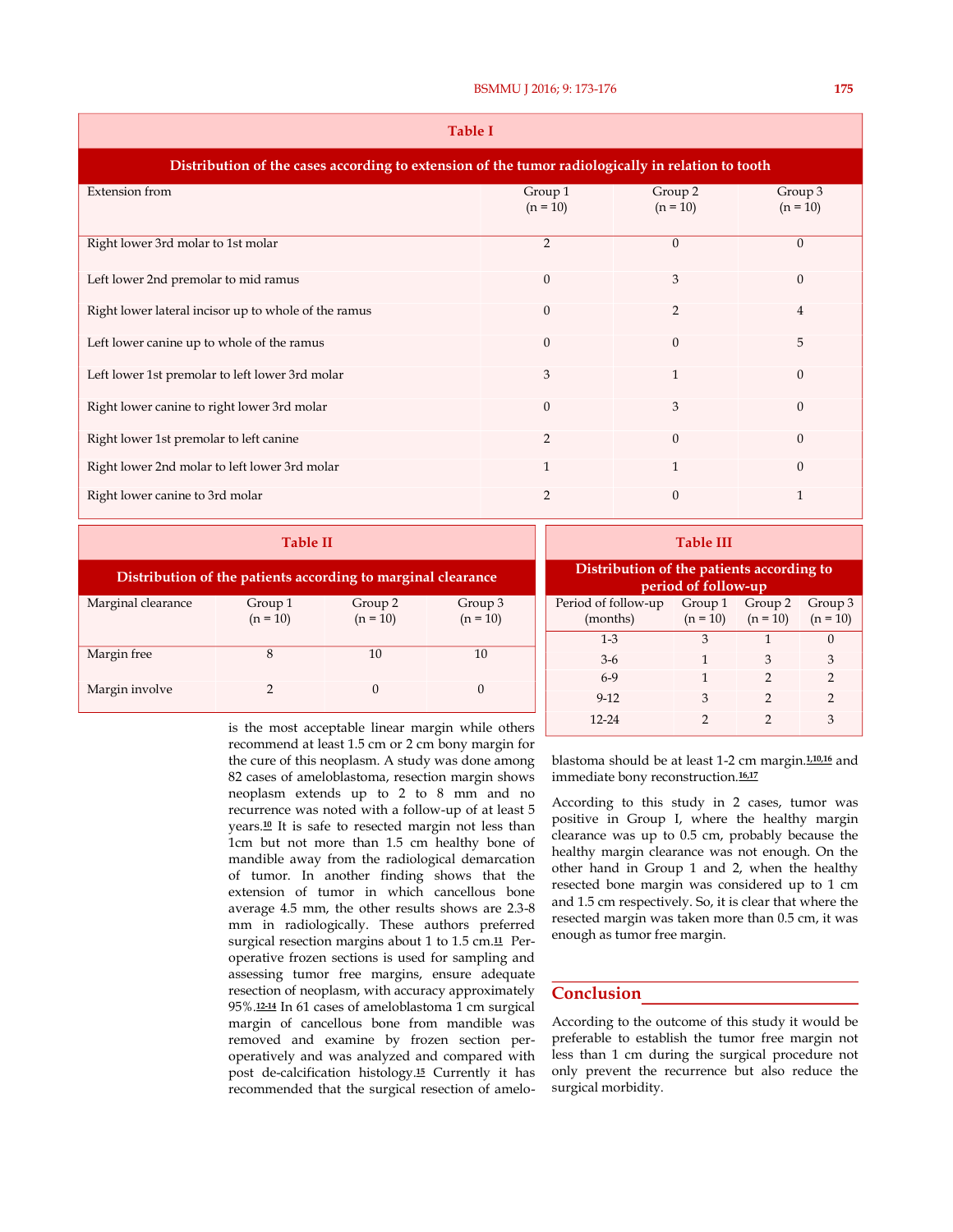**Table I**

**Distribution of the cases according to extension of the tumor radiologically in relation to tooth**

| Extension from | Group 1 (n = 10) | Group 2 (n = 10) | Group 3 (n = 10) |
|---|---|---|---|
| Right lower 3rd molar to 1st molar | 2 | 0 | 0 |
| Left lower 2nd premolar to mid ramus | 0 | 3 | 0 |
| Right lower lateral incisor up to whole of the ramus | 0 | 2 | 4 |
| Left lower canine up to whole of the ramus | 0 | 0 | 5 |
| Left lower 1st premolar to left lower 3rd molar | 3 | 1 | 0 |
| Right lower canine to right lower 3rd molar | 0 | 3 | 0 |
| Right lower 1st premolar to left canine | 2 | 0 | 0 |
| Right lower 2nd molar to left lower 3rd molar | 1 | 1 | 0 |
| Right lower canine to 3rd molar | 2 | 0 | 1 |

**Table II**

**Distribution of the patients according to marginal clearance**

| Marginal clearance | Group 1 (n = 10) | Group 2 (n = 10) | Group 3 (n = 10) |
|---|---|---|---|
| Margin free | 8 | 10 | 10 |
| Margin involve | 2 | 0 | 0 |

**Table III**

**Distribution of the patients according to period of follow-up**

| Period of follow-up (months) | Group 1 (n = 10) | Group 2 (n = 10) | Group 3 (n = 10) |
|---|---|---|---|
| 1-3 | 3 | 1 | 0 |
| 3-6 | 1 | 3 | 3 |
| 6-9 | 1 | 2 | 2 |
| 9-12 | 3 | 2 | 2 |
| 12-24 | 2 | 2 | 3 |

is the most acceptable linear margin while others recommend at least 1.5 cm or 2 cm bony margin for the cure of this neoplasm. A study was done among 82 cases of ameloblastoma, resection margin shows neoplasm extends up to 2 to 8 mm and no recurrence was noted with a follow-up of at least 5 years.[10] It is safe to resected margin not less than 1cm but not more than 1.5 cm healthy bone of mandible away from the radiological demarcation of tumor. In another finding shows that the extension of tumor in which cancellous bone average 4.5 mm, the other results shows are 2.3-8 mm in radiologically. These authors preferred surgical resection margins about 1 to 1.5 cm.[11] Per-operative frozen sections is used for sampling and assessing tumor free margins, ensure adequate resection of neoplasm, with accuracy approximately 95%.[12-14] In 61 cases of ameloblastoma 1 cm surgical margin of cancellous bone from mandible was removed and examine by frozen section per-operatively and was analyzed and compared with post de-calcification histology.[15] Currently it has recommended that the surgical resection of ameloblastoma should be at least 1-2 cm margin.[1,10,16] and immediate bony reconstruction.[16,17]

According to this study in 2 cases, tumor was positive in Group I, where the healthy margin clearance was up to 0.5 cm, probably because the healthy margin clearance was not enough. On the other hand in Group 1 and 2, when the healthy resected bone margin was considered up to 1 cm and 1.5 cm respectively. So, it is clear that where the resected margin was taken more than 0.5 cm, it was enough as tumor free margin.

## Conclusion

According to the outcome of this study it would be preferable to establish the tumor free margin not less than 1 cm during the surgical procedure not only prevent the recurrence but also reduce the surgical morbidity.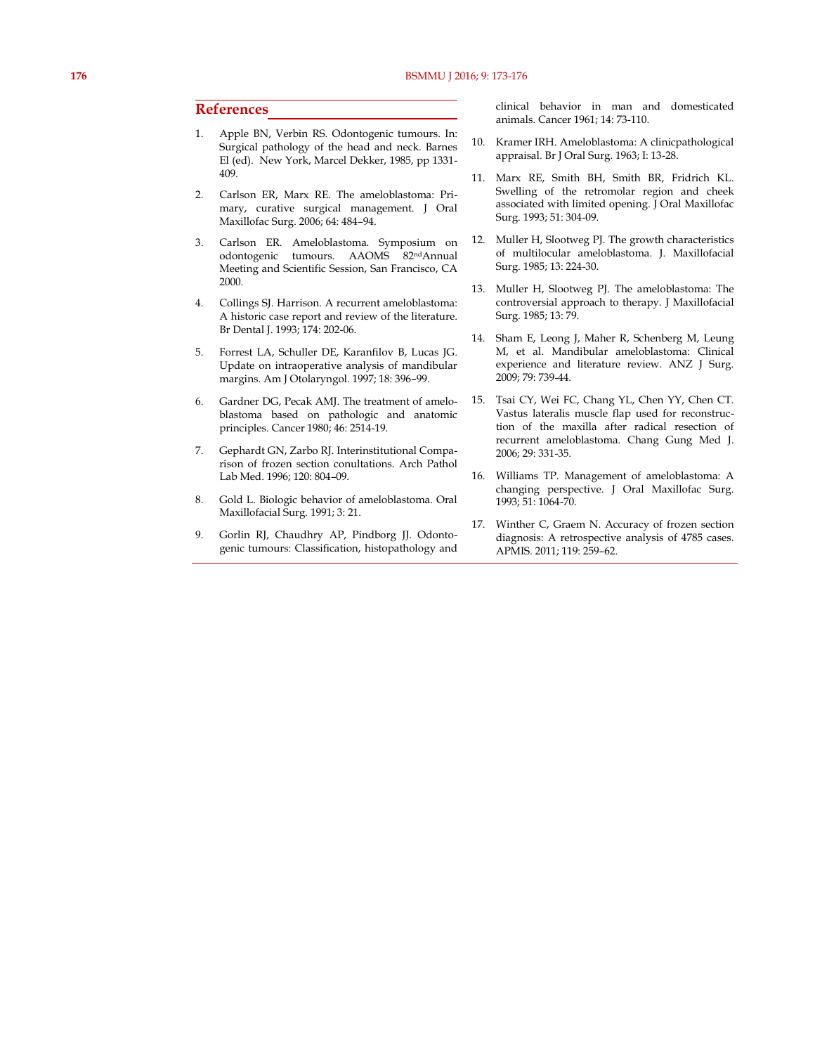## References

1. Apple BN, Verbin RS. Odontogenic tumours. In: Surgical pathology of the head and neck. Barnes El (ed). New York, Marcel Dekker, 1985, pp 1331-409.

2. Carlson ER, Marx RE. The ameloblastoma: Primary, curative surgical management. J Oral Maxillofac Surg. 2006; 64: 484–94.

3. Carlson ER. Ameloblastoma. Symposium on odontogenic tumours. AAOMS 82nd Annual Meeting and Scientific Session, San Francisco, CA 2000.

4. Collings SJ. Harrison. A recurrent ameloblastoma: A historic case report and review of the literature. Br Dental J. 1993; 174: 202-06.

5. Forrest LA, Schuller DE, Karanfilov B, Lucas JG. Update on intraoperative analysis of mandibular margins. Am J Otolaryngol. 1997; 18: 396–99.

6. Gardner DG, Pecak AMJ. The treatment of ameloblastoma based on pathologic and anatomic principles. Cancer 1980; 46: 2514-19.

7. Gephardt GN, Zarbo RJ. Interinstitutional Comparison of frozen section conultations. Arch Pathol Lab Med. 1996; 120: 804–09.

8. Gold L. Biologic behavior of ameloblastoma. Oral Maxillofacial Surg. 1991; 3: 21.

9. Gorlin RJ, Chaudhry AP, Pindborg JJ. Odontogenic tumours: Classification, histopathology and clinical behavior in man and domesticated animals. Cancer 1961; 14: 73-110.

10. Kramer IRH. Ameloblastoma: A clinicpathological appraisal. Br J Oral Surg. 1963; I: 13-28.

11. Marx RE, Smith BH, Smith BR, Fridrich KL. Swelling of the retromolar region and cheek associated with limited opening. J Oral Maxillofac Surg. 1993; 51: 304-09.

12. Muller H, Slootweg PJ. The growth characteristics of multilocular ameloblastoma. J. Maxillofacial Surg. 1985; 13: 224-30.

13. Muller H, Slootweg PJ. The ameloblastoma: The controversial approach to therapy. J Maxillofacial Surg. 1985; 13: 79.

14. Sham E, Leong J, Maher R, Schenberg M, Leung M, et al. Mandibular ameloblastoma: Clinical experience and literature review. ANZ J Surg. 2009; 79: 739-44.

15. Tsai CY, Wei FC, Chang YL, Chen YY, Chen CT. Vastus lateralis muscle flap used for reconstruction of the maxilla after radical resection of recurrent ameloblastoma. Chang Gung Med J. 2006; 29: 331-35.

16. Williams TP. Management of ameloblastoma: A changing perspective. J Oral Maxillofac Surg. 1993; 51: 1064-70.

17. Winther C, Graem N. Accuracy of frozen section diagnosis: A retrospective analysis of 4785 cases. APMIS. 2011; 119: 259–62.